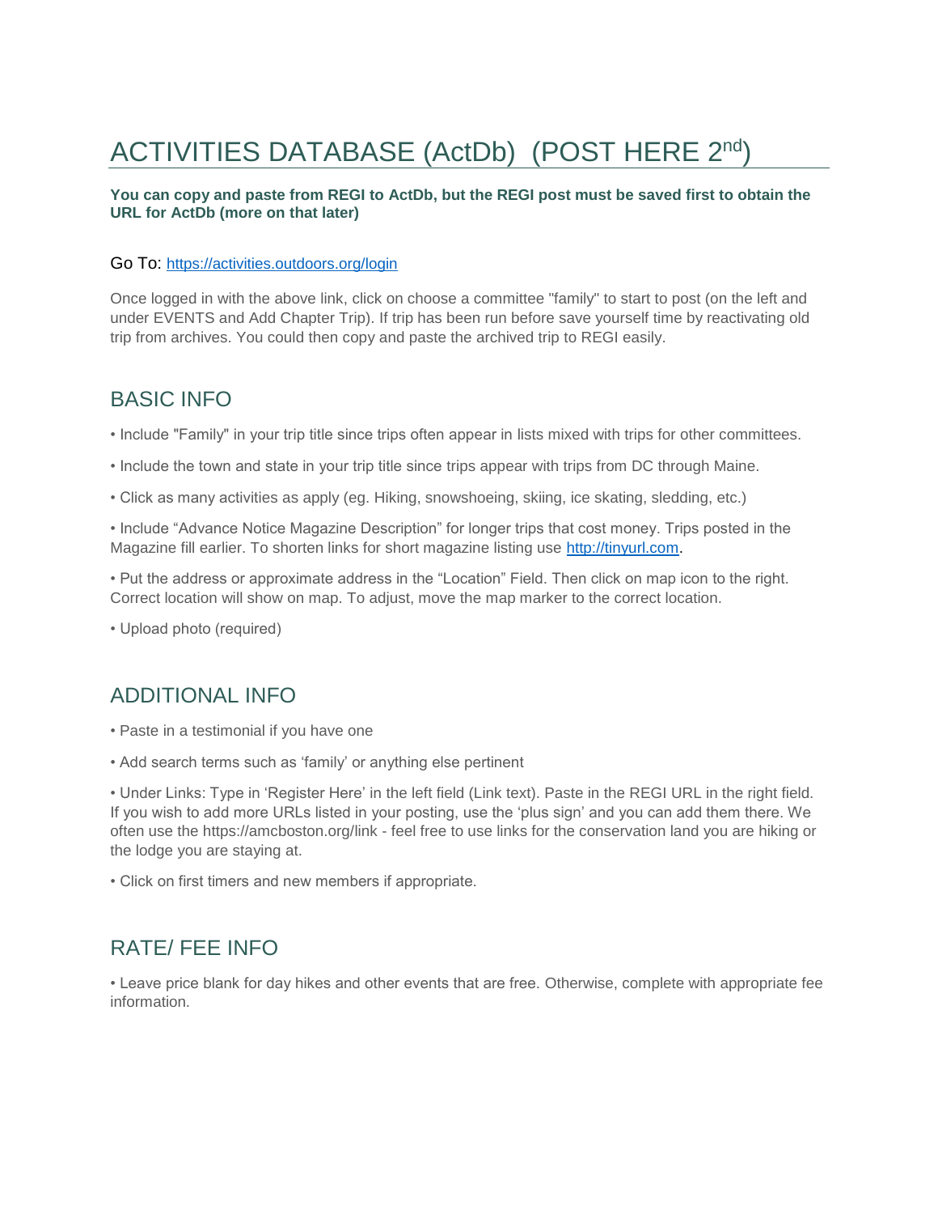# ACTIVITIES DATABASE (ActDb) (POST HERE 2nd)

**You can copy and paste from REGI to ActDb, but the REGI post must be saved first to obtain the URL for ActDb (more on that later)**

Go To: https://activities.outdoors.org/login

Once logged in with the above link, click on choose a committee "family" to start to post (on the left and under EVENTS and Add Chapter Trip). If trip has been run before save yourself time by reactivating old trip from archives. You could then copy and paste the archived trip to REGI easily.

## BASIC INFO

- Include "Family" in your trip title since trips often appear in lists mixed with trips for other committees.
- Include the town and state in your trip title since trips appear with trips from DC through Maine.
- Click as many activities as apply (eg. Hiking, snowshoeing, skiing, ice skating, sledding, etc.)
- Include “Advance Notice Magazine Description” for longer trips that cost money. Trips posted in the Magazine fill earlier. To shorten links for short magazine listing use http://tinyurl.com.
- Put the address or approximate address in the “Location” Field. Then click on map icon to the right. Correct location will show on map. To adjust, move the map marker to the correct location.
- Upload photo (required)

## ADDITIONAL INFO

- Paste in a testimonial if you have one
- Add search terms such as ‘family’ or anything else pertinent
- Under Links: Type in ‘Register Here’ in the left field (Link text). Paste in the REGI URL in the right field. If you wish to add more URLs listed in your posting, use the ‘plus sign’ and you can add them there. We often use the https://amcboston.org/link - feel free to use links for the conservation land you are hiking or the lodge you are staying at.
- Click on first timers and new members if appropriate.

## RATE/ FEE INFO

- Leave price blank for day hikes and other events that are free. Otherwise, complete with appropriate fee information.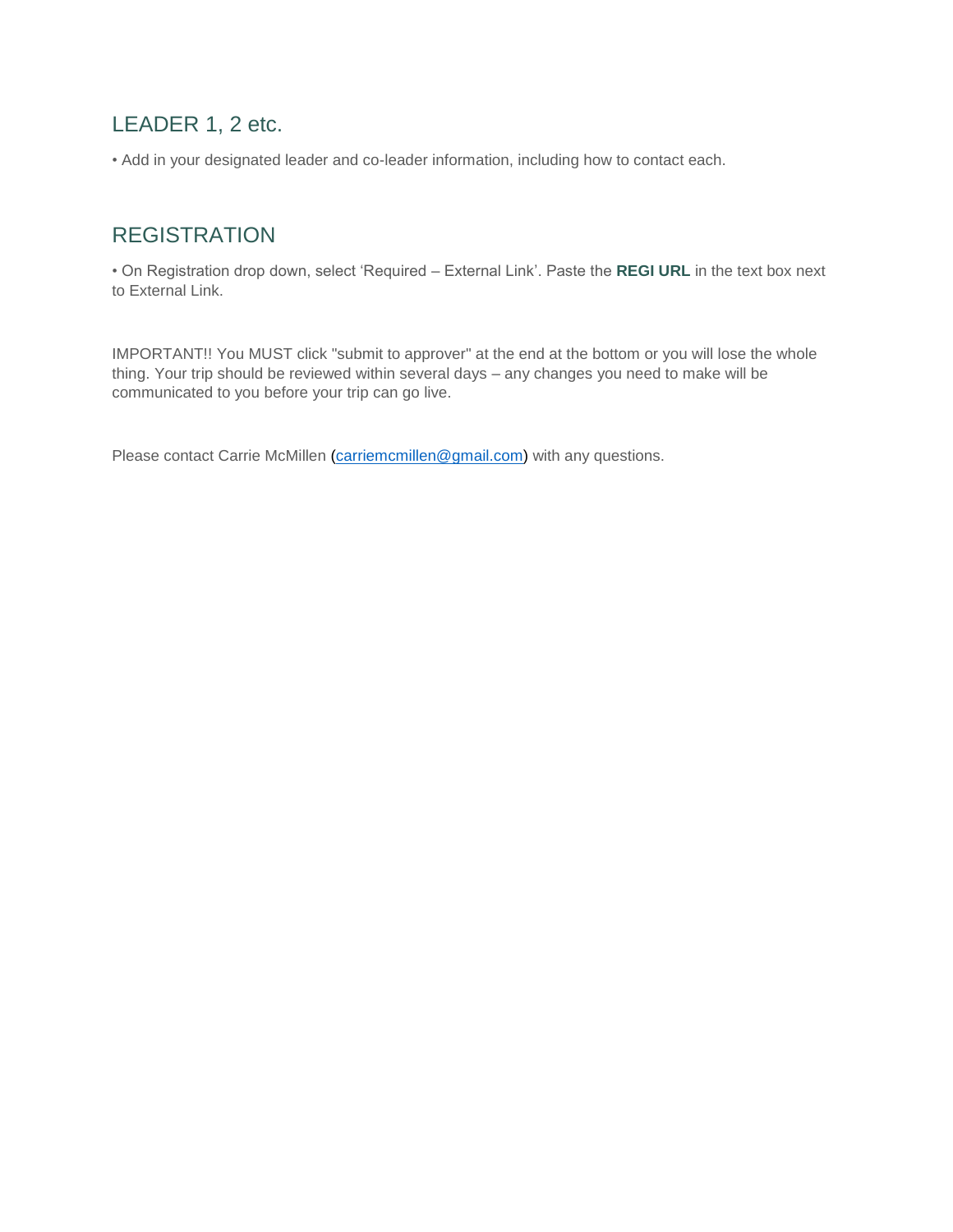## LEADER 1, 2 etc.

- Add in your designated leader and co-leader information, including how to contact each.

## REGISTRATION

- On Registration drop down, select 'Required – External Link'. Paste the **REGI URL** in the text box next to External Link.

IMPORTANT!! You MUST click "submit to approver" at the end at the bottom or you will lose the whole thing. Your trip should be reviewed within several days – any changes you need to make will be communicated to you before your trip can go live.

Please contact Carrie McMillen (carriemcmillen@gmail.com) with any questions.